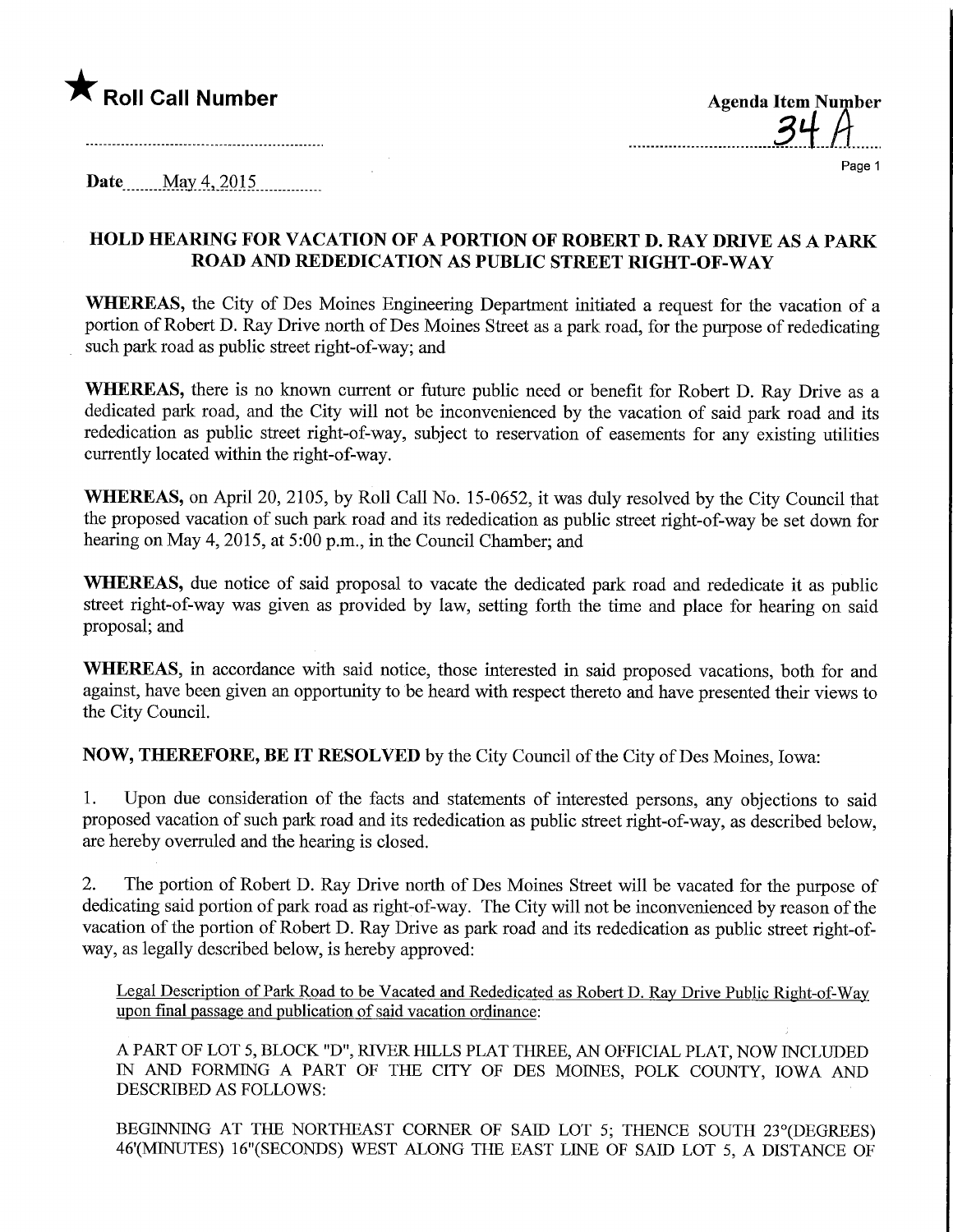★ **Roll Call Number**

**Agenda Item Number**
34 A

**Date** May 4, 2015

## HOLD HEARING FOR VACATION OF A PORTION OF ROBERT D. RAY DRIVE AS A PARK ROAD AND REDEDICATION AS PUBLIC STREET RIGHT-OF-WAY

**WHEREAS,** the City of Des Moines Engineering Department initiated a request for the vacation of a portion of Robert D. Ray Drive north of Des Moines Street as a park road, for the purpose of rededicating such park road as public street right-of-way; and

**WHEREAS,** there is no known current or future public need or benefit for Robert D. Ray Drive as a dedicated park road, and the City will not be inconvenienced by the vacation of said park road and its rededication as public street right-of-way, subject to reservation of easements for any existing utilities currently located within the right-of-way.

**WHEREAS,** on April 20, 2105, by Roll Call No. 15-0652, it was duly resolved by the City Council that the proposed vacation of such park road and its rededication as public street right-of-way be set down for hearing on May 4, 2015, at 5:00 p.m., in the Council Chamber; and

**WHEREAS,** due notice of said proposal to vacate the dedicated park road and rededicate it as public street right-of-way was given as provided by law, setting forth the time and place for hearing on said proposal; and

**WHEREAS,** in accordance with said notice, those interested in said proposed vacations, both for and against, have been given an opportunity to be heard with respect thereto and have presented their views to the City Council.

**NOW, THEREFORE, BE IT RESOLVED** by the City Council of the City of Des Moines, Iowa:

1. Upon due consideration of the facts and statements of interested persons, any objections to said proposed vacation of such park road and its rededication as public street right-of-way, as described below, are hereby overruled and the hearing is closed.

2. The portion of Robert D. Ray Drive north of Des Moines Street will be vacated for the purpose of dedicating said portion of park road as right-of-way. The City will not be inconvenienced by reason of the vacation of the portion of Robert D. Ray Drive as park road and its rededication as public street right-of-way, as legally described below, is hereby approved:

<u>Legal Description of Park Road to be Vacated and Rededicated as Robert D. Ray Drive Public Right-of-Way upon final passage and publication of said vacation ordinance</u>:

A PART OF LOT 5, BLOCK "D", RIVER HILLS PLAT THREE, AN OFFICIAL PLAT, NOW INCLUDED IN AND FORMING A PART OF THE CITY OF DES MOINES, POLK COUNTY, IOWA AND DESCRIBED AS FOLLOWS:

BEGINNING AT THE NORTHEAST CORNER OF SAID LOT 5; THENCE SOUTH 23°(DEGREES) 46'(MINUTES) 16"(SECONDS) WEST ALONG THE EAST LINE OF SAID LOT 5, A DISTANCE OF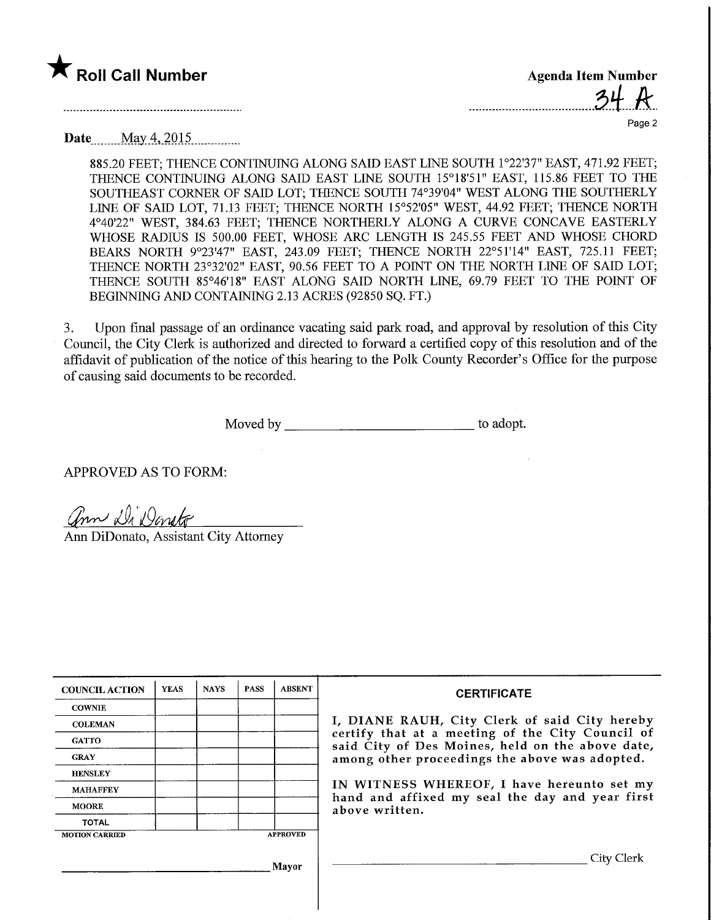★ **Roll Call Number**

**Agenda Item Number**

34 A

**Date** May 4, 2015

885.20 FEET; THENCE CONTINUING ALONG SAID EAST LINE SOUTH 1°22'37" EAST, 471.92 FEET; THENCE CONTINUING ALONG SAID EAST LINE SOUTH 15°18'51" EAST, 115.86 FEET TO THE SOUTHEAST CORNER OF SAID LOT; THENCE SOUTH 74°39'04" WEST ALONG THE SOUTHERLY LINE OF SAID LOT, 71.13 FEET; THENCE NORTH 15°52'05" WEST, 44.92 FEET; THENCE NORTH 4°40'22" WEST, 384.63 FEET; THENCE NORTHERLY ALONG A CURVE CONCAVE EASTERLY WHOSE RADIUS IS 500.00 FEET, WHOSE ARC LENGTH IS 245.55 FEET AND WHOSE CHORD BEARS NORTH 9°23'47" EAST, 243.09 FEET; THENCE NORTH 22°51'14" EAST, 725.11 FEET; THENCE NORTH 23°32'02" EAST, 90.56 FEET TO A POINT ON THE NORTH LINE OF SAID LOT; THENCE SOUTH 85°46'18" EAST ALONG SAID NORTH LINE, 69.79 FEET TO THE POINT OF BEGINNING AND CONTAINING 2.13 ACRES (92850 SQ. FT.)

3. Upon final passage of an ordinance vacating said park road, and approval by resolution of this City Council, the City Clerk is authorized and directed to forward a certified copy of this resolution and of the affidavit of publication of the notice of this hearing to the Polk County Recorder's Office for the purpose of causing said documents to be recorded.

Moved by ____________________________ to adopt.

APPROVED AS TO FORM:

Ann DiDonato, Assistant City Attorney

| COUNCIL ACTION | YEAS | NAYS | PASS | ABSENT |
|---|---|---|---|---|
| COWNIE | | | | |
| COLEMAN | | | | |
| GATTO | | | | |
| GRAY | | | | |
| HENSLEY | | | | |
| MAHAFFEY | | | | |
| MOORE | | | | |
| TOTAL | | | | |
| MOTION CARRIED | | | | APPROVED |

____________________________ Mayor

**CERTIFICATE**

I, DIANE RAUH, City Clerk of said City hereby certify that at a meeting of the City Council of said City of Des Moines, held on the above date, among other proceedings the above was adopted.

IN WITNESS WHEREOF, I have hereunto set my hand and affixed my seal the day and year first above written.

____________________________ City Clerk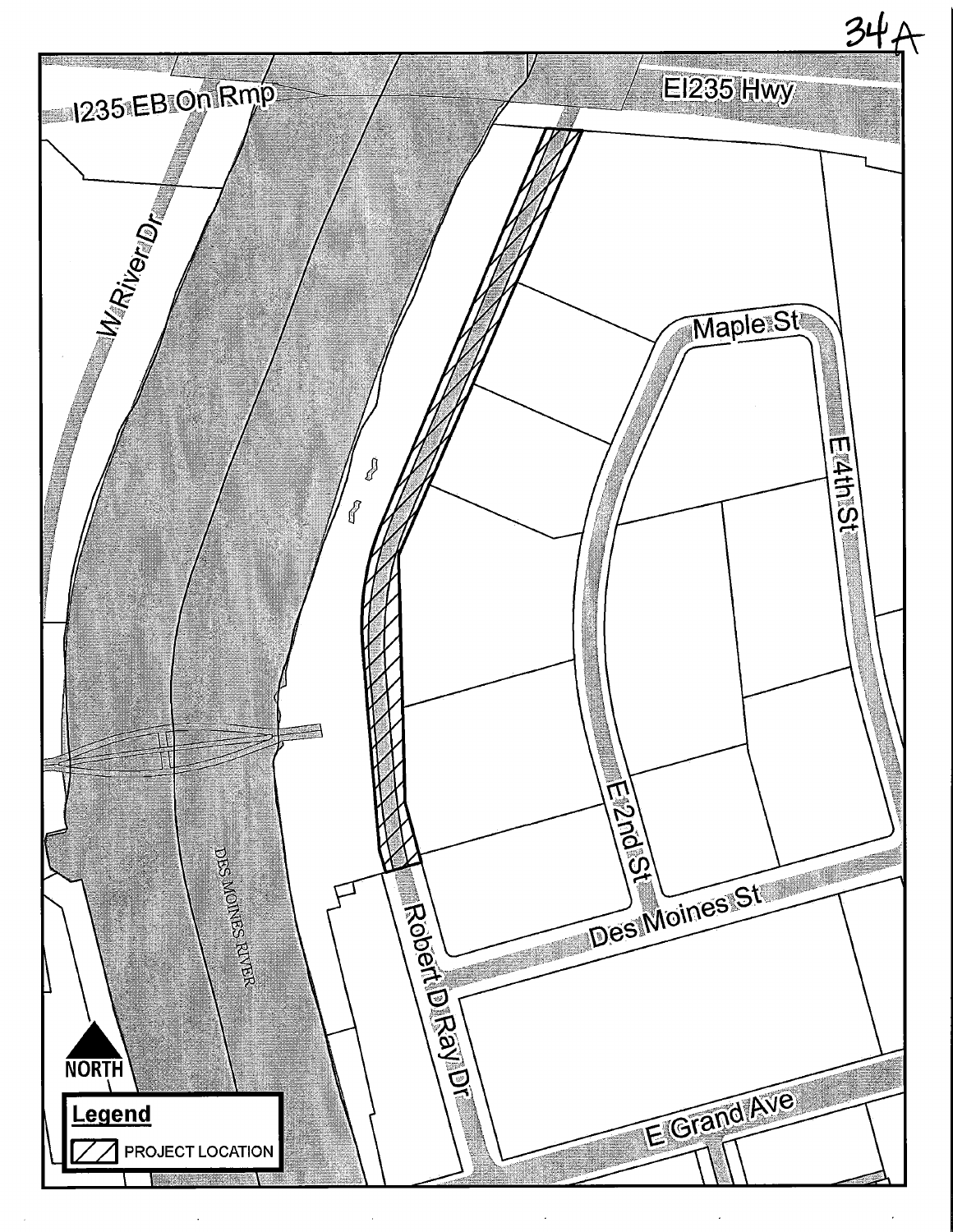34A

I235 EB On Rmp

E I235 Hwy

W River Dr

Maple St

E 4th St

E 2nd St

DES MOINES RIVER

Des Moines St

Robert D Ray Dr

E Grand Ave

NORTH

**Legend**

PROJECT LOCATION